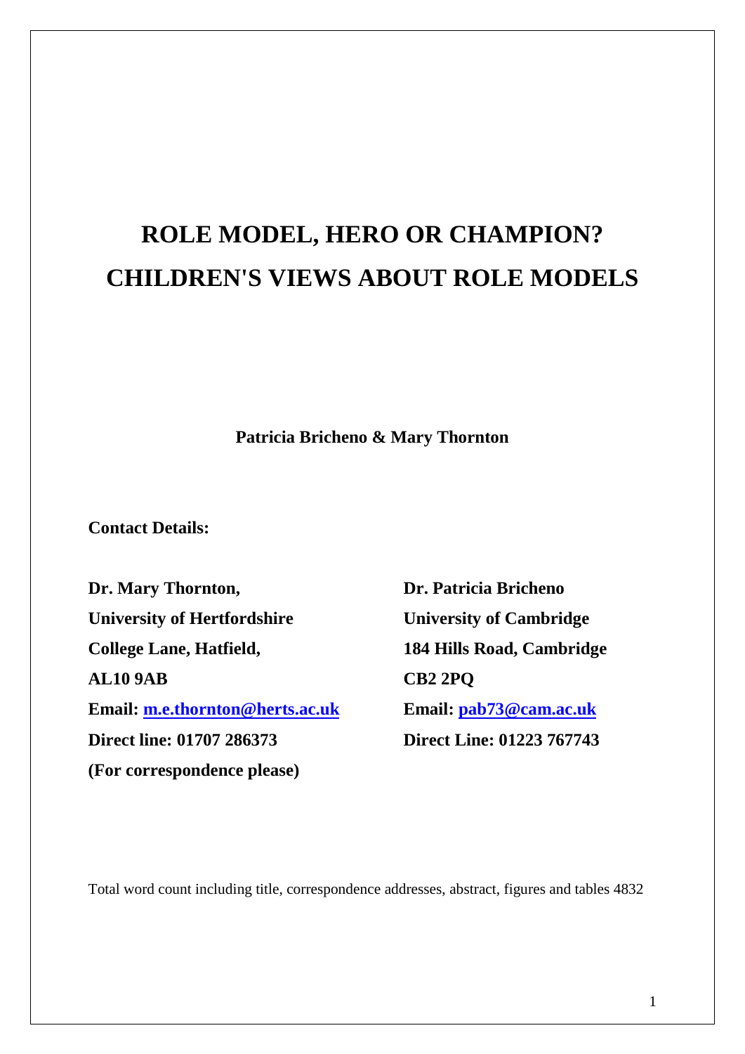# ROLE MODEL, HERO OR CHAMPION? CHILDREN'S VIEWS ABOUT ROLE MODELS

**Patricia Bricheno & Mary Thornton**

**Contact Details:**

**Dr. Mary Thornton,**
**University of Hertfordshire**
**College Lane, Hatfield,**
**AL10 9AB**
**Email: m.e.thornton@herts.ac.uk**
**Direct line: 01707 286373**
**(For correspondence please)**

**Dr. Patricia Bricheno**
**University of Cambridge**
**184 Hills Road, Cambridge**
**CB2 2PQ**
**Email: pab73@cam.ac.uk**
**Direct Line: 01223 767743**

Total word count including title, correspondence addresses, abstract, figures and tables 4832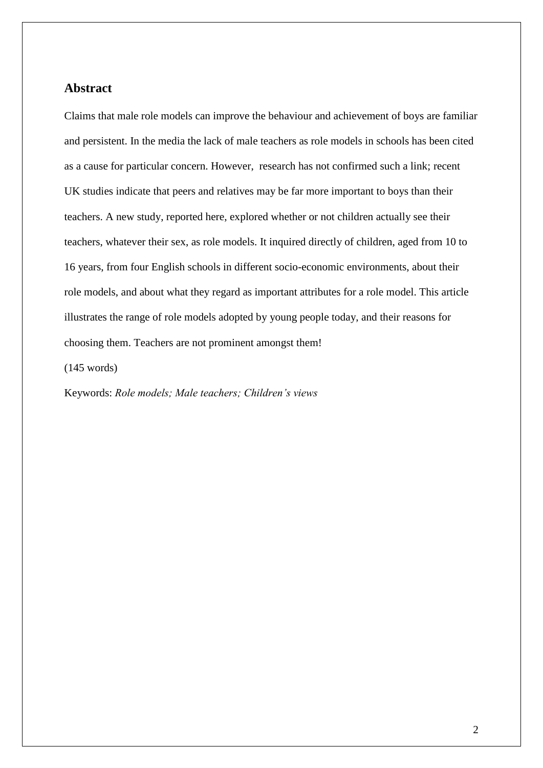## Abstract

Claims that male role models can improve the behaviour and achievement of boys are familiar and persistent. In the media the lack of male teachers as role models in schools has been cited as a cause for particular concern. However, research has not confirmed such a link; recent UK studies indicate that peers and relatives may be far more important to boys than their teachers. A new study, reported here, explored whether or not children actually see their teachers, whatever their sex, as role models. It inquired directly of children, aged from 10 to 16 years, from four English schools in different socio-economic environments, about their role models, and about what they regard as important attributes for a role model. This article illustrates the range of role models adopted by young people today, and their reasons for choosing them. Teachers are not prominent amongst them!

(145 words)

Keywords: *Role models; Male teachers; Children's views*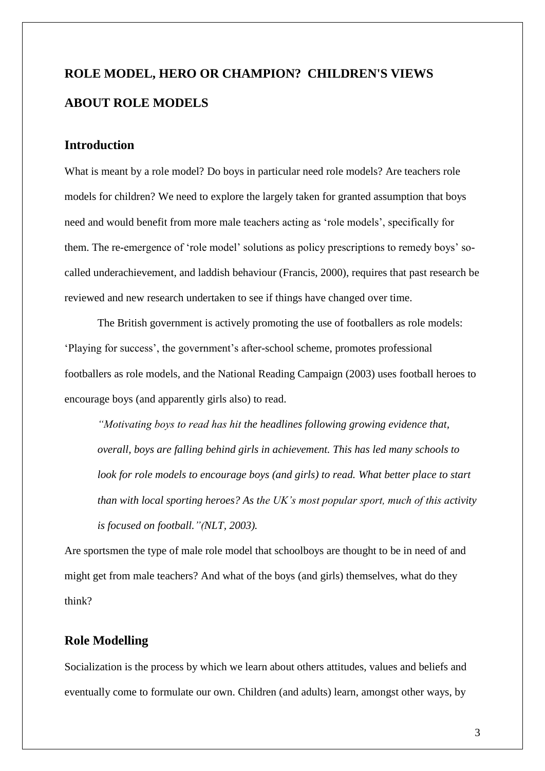# ROLE MODEL, HERO OR CHAMPION? CHILDREN'S VIEWS ABOUT ROLE MODELS

## Introduction

What is meant by a role model? Do boys in particular need role models? Are teachers role models for children? We need to explore the largely taken for granted assumption that boys need and would benefit from more male teachers acting as 'role models', specifically for them. The re-emergence of 'role model' solutions as policy prescriptions to remedy boys' so-called underachievement, and laddish behaviour (Francis, 2000), requires that past research be reviewed and new research undertaken to see if things have changed over time.

The British government is actively promoting the use of footballers as role models: 'Playing for success', the government's after-school scheme, promotes professional footballers as role models, and the National Reading Campaign (2003) uses football heroes to encourage boys (and apparently girls also) to read.

> *"Motivating boys to read has hit the headlines following growing evidence that, overall, boys are falling behind girls in achievement. This has led many schools to look for role models to encourage boys (and girls) to read. What better place to start than with local sporting heroes? As the UK's most popular sport, much of this activity is focused on football."(NLT, 2003).*

Are sportsmen the type of male role model that schoolboys are thought to be in need of and might get from male teachers? And what of the boys (and girls) themselves, what do they think?

## Role Modelling

Socialization is the process by which we learn about others attitudes, values and beliefs and eventually come to formulate our own. Children (and adults) learn, amongst other ways, by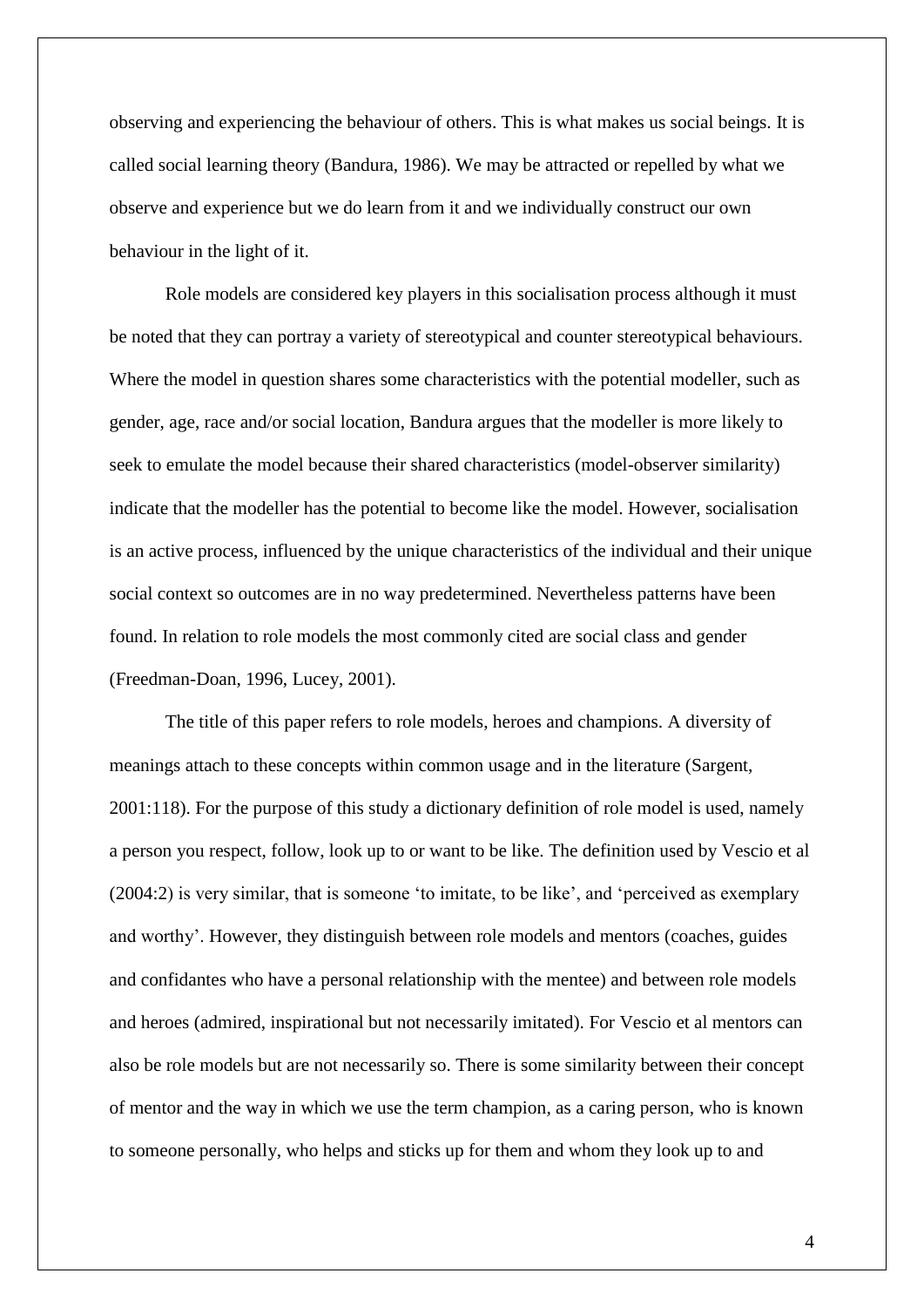observing and experiencing the behaviour of others. This is what makes us social beings. It is called social learning theory (Bandura, 1986). We may be attracted or repelled by what we observe and experience but we do learn from it and we individually construct our own behaviour in the light of it.

Role models are considered key players in this socialisation process although it must be noted that they can portray a variety of stereotypical and counter stereotypical behaviours. Where the model in question shares some characteristics with the potential modeller, such as gender, age, race and/or social location, Bandura argues that the modeller is more likely to seek to emulate the model because their shared characteristics (model-observer similarity) indicate that the modeller has the potential to become like the model. However, socialisation is an active process, influenced by the unique characteristics of the individual and their unique social context so outcomes are in no way predetermined. Nevertheless patterns have been found. In relation to role models the most commonly cited are social class and gender (Freedman-Doan, 1996, Lucey, 2001).

The title of this paper refers to role models, heroes and champions. A diversity of meanings attach to these concepts within common usage and in the literature (Sargent, 2001:118). For the purpose of this study a dictionary definition of role model is used, namely a person you respect, follow, look up to or want to be like. The definition used by Vescio et al (2004:2) is very similar, that is someone 'to imitate, to be like', and 'perceived as exemplary and worthy'. However, they distinguish between role models and mentors (coaches, guides and confidantes who have a personal relationship with the mentee) and between role models and heroes (admired, inspirational but not necessarily imitated). For Vescio et al mentors can also be role models but are not necessarily so. There is some similarity between their concept of mentor and the way in which we use the term champion, as a caring person, who is known to someone personally, who helps and sticks up for them and whom they look up to and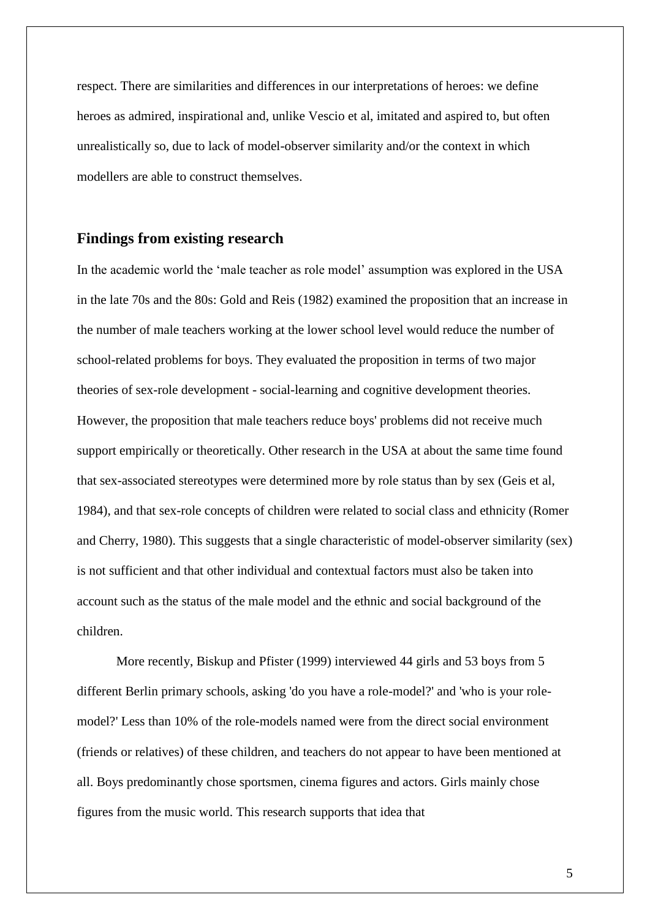respect. There are similarities and differences in our interpretations of heroes: we define heroes as admired, inspirational and, unlike Vescio et al, imitated and aspired to, but often unrealistically so, due to lack of model-observer similarity and/or the context in which modellers are able to construct themselves.

## Findings from existing research

In the academic world the 'male teacher as role model' assumption was explored in the USA in the late 70s and the 80s: Gold and Reis (1982) examined the proposition that an increase in the number of male teachers working at the lower school level would reduce the number of school-related problems for boys. They evaluated the proposition in terms of two major theories of sex-role development - social-learning and cognitive development theories. However, the proposition that male teachers reduce boys' problems did not receive much support empirically or theoretically. Other research in the USA at about the same time found that sex-associated stereotypes were determined more by role status than by sex (Geis et al, 1984), and that sex-role concepts of children were related to social class and ethnicity (Romer and Cherry, 1980). This suggests that a single characteristic of model-observer similarity (sex) is not sufficient and that other individual and contextual factors must also be taken into account such as the status of the male model and the ethnic and social background of the children.

More recently, Biskup and Pfister (1999) interviewed 44 girls and 53 boys from 5 different Berlin primary schools, asking 'do you have a role-model?' and 'who is your role-model?' Less than 10% of the role-models named were from the direct social environment (friends or relatives) of these children, and teachers do not appear to have been mentioned at all. Boys predominantly chose sportsmen, cinema figures and actors. Girls mainly chose figures from the music world. This research supports that idea that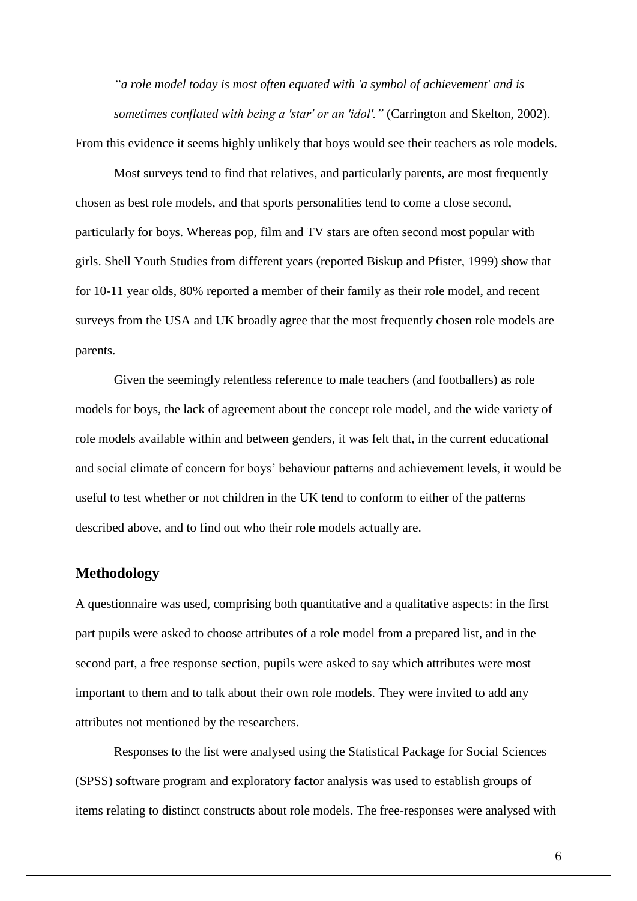*"a role model today is most often equated with 'a symbol of achievement' and is sometimes conflated with being a 'star' or an 'idol'."* (Carrington and Skelton, 2002). From this evidence it seems highly unlikely that boys would see their teachers as role models.

Most surveys tend to find that relatives, and particularly parents, are most frequently chosen as best role models, and that sports personalities tend to come a close second, particularly for boys. Whereas pop, film and TV stars are often second most popular with girls. Shell Youth Studies from different years (reported Biskup and Pfister, 1999) show that for 10-11 year olds, 80% reported a member of their family as their role model, and recent surveys from the USA and UK broadly agree that the most frequently chosen role models are parents.

Given the seemingly relentless reference to male teachers (and footballers) as role models for boys, the lack of agreement about the concept role model, and the wide variety of role models available within and between genders, it was felt that, in the current educational and social climate of concern for boys' behaviour patterns and achievement levels, it would be useful to test whether or not children in the UK tend to conform to either of the patterns described above, and to find out who their role models actually are.

## Methodology

A questionnaire was used, comprising both quantitative and a qualitative aspects: in the first part pupils were asked to choose attributes of a role model from a prepared list, and in the second part, a free response section, pupils were asked to say which attributes were most important to them and to talk about their own role models. They were invited to add any attributes not mentioned by the researchers.

Responses to the list were analysed using the Statistical Package for Social Sciences (SPSS) software program and exploratory factor analysis was used to establish groups of items relating to distinct constructs about role models. The free-responses were analysed with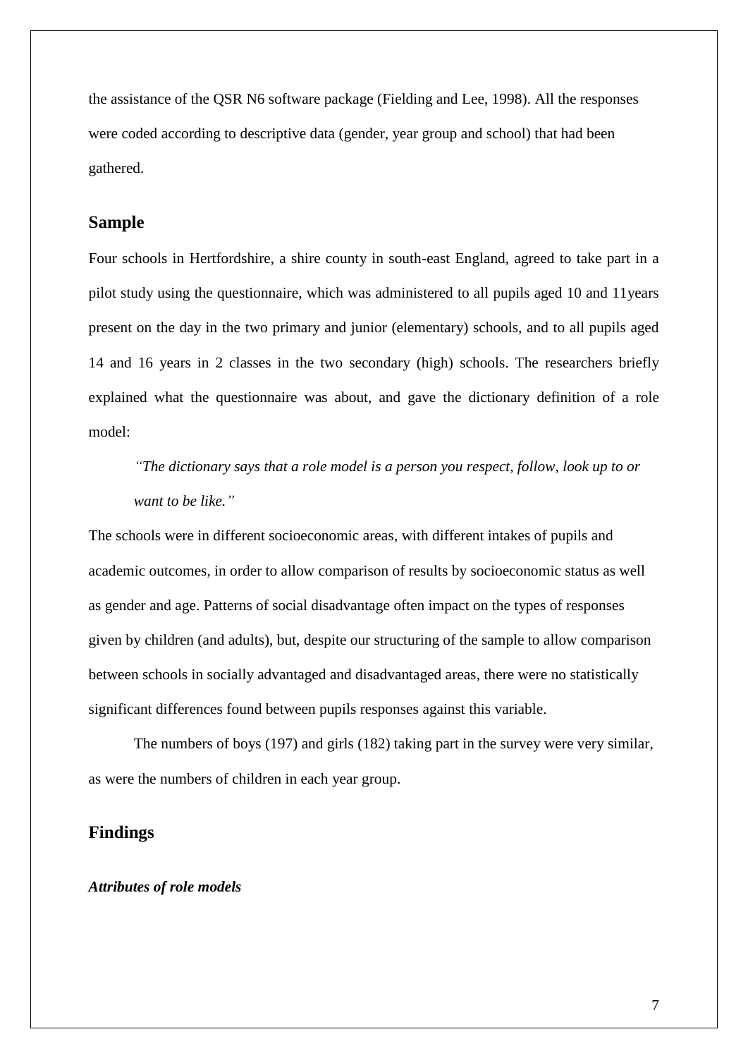the assistance of the QSR N6 software package (Fielding and Lee, 1998). All the responses were coded according to descriptive data (gender, year group and school) that had been gathered.

## Sample

Four schools in Hertfordshire, a shire county in south-east England, agreed to take part in a pilot study using the questionnaire, which was administered to all pupils aged 10 and 11years present on the day in the two primary and junior (elementary) schools, and to all pupils aged 14 and 16 years in 2 classes in the two secondary (high) schools. The researchers briefly explained what the questionnaire was about, and gave the dictionary definition of a role model:

> *"The dictionary says that a role model is a person you respect, follow, look up to or want to be like."*

The schools were in different socioeconomic areas, with different intakes of pupils and academic outcomes, in order to allow comparison of results by socioeconomic status as well as gender and age. Patterns of social disadvantage often impact on the types of responses given by children (and adults), but, despite our structuring of the sample to allow comparison between schools in socially advantaged and disadvantaged areas, there were no statistically significant differences found between pupils responses against this variable.

The numbers of boys (197) and girls (182) taking part in the survey were very similar, as were the numbers of children in each year group.

## Findings

### *Attributes of role models*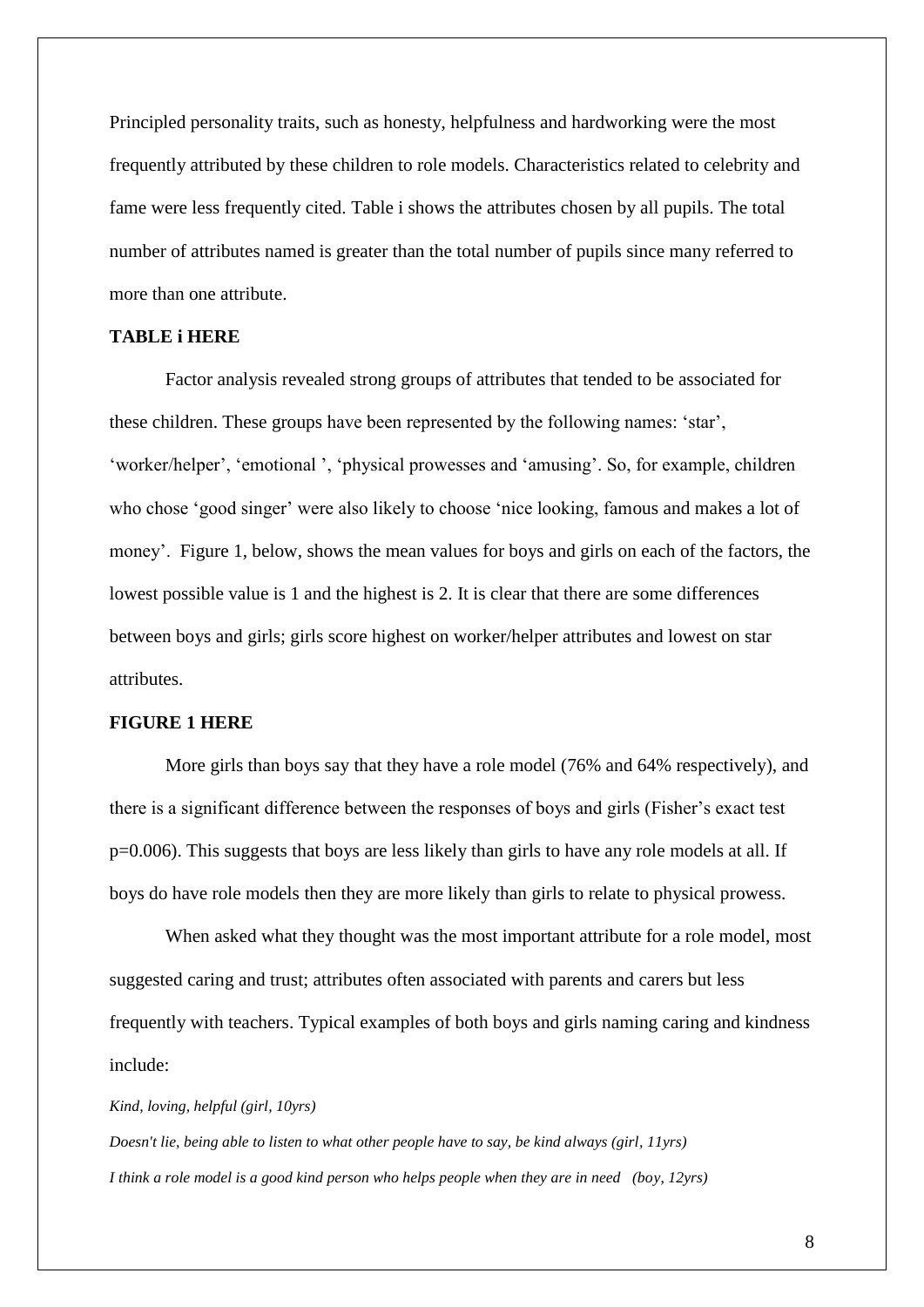Principled personality traits, such as honesty, helpfulness and hardworking were the most frequently attributed by these children to role models. Characteristics related to celebrity and fame were less frequently cited. Table i shows the attributes chosen by all pupils. The total number of attributes named is greater than the total number of pupils since many referred to more than one attribute.

**TABLE i HERE**

Factor analysis revealed strong groups of attributes that tended to be associated for these children. These groups have been represented by the following names: 'star', 'worker/helper', 'emotional ', 'physical prowesses and 'amusing'. So, for example, children who chose 'good singer' were also likely to choose 'nice looking, famous and makes a lot of money'. Figure 1, below, shows the mean values for boys and girls on each of the factors, the lowest possible value is 1 and the highest is 2. It is clear that there are some differences between boys and girls; girls score highest on worker/helper attributes and lowest on star attributes.

**FIGURE 1 HERE**

More girls than boys say that they have a role model (76% and 64% respectively), and there is a significant difference between the responses of boys and girls (Fisher's exact test $p=0.006$). This suggests that boys are less likely than girls to have any role models at all. If boys do have role models then they are more likely than girls to relate to physical prowess.

When asked what they thought was the most important attribute for a role model, most suggested caring and trust; attributes often associated with parents and carers but less frequently with teachers. Typical examples of both boys and girls naming caring and kindness include:

*Kind, loving, helpful (girl, 10yrs)*

*Doesn't lie, being able to listen to what other people have to say, be kind always (girl, 11yrs)*

*I think a role model is a good kind person who helps people when they are in need (boy, 12yrs)*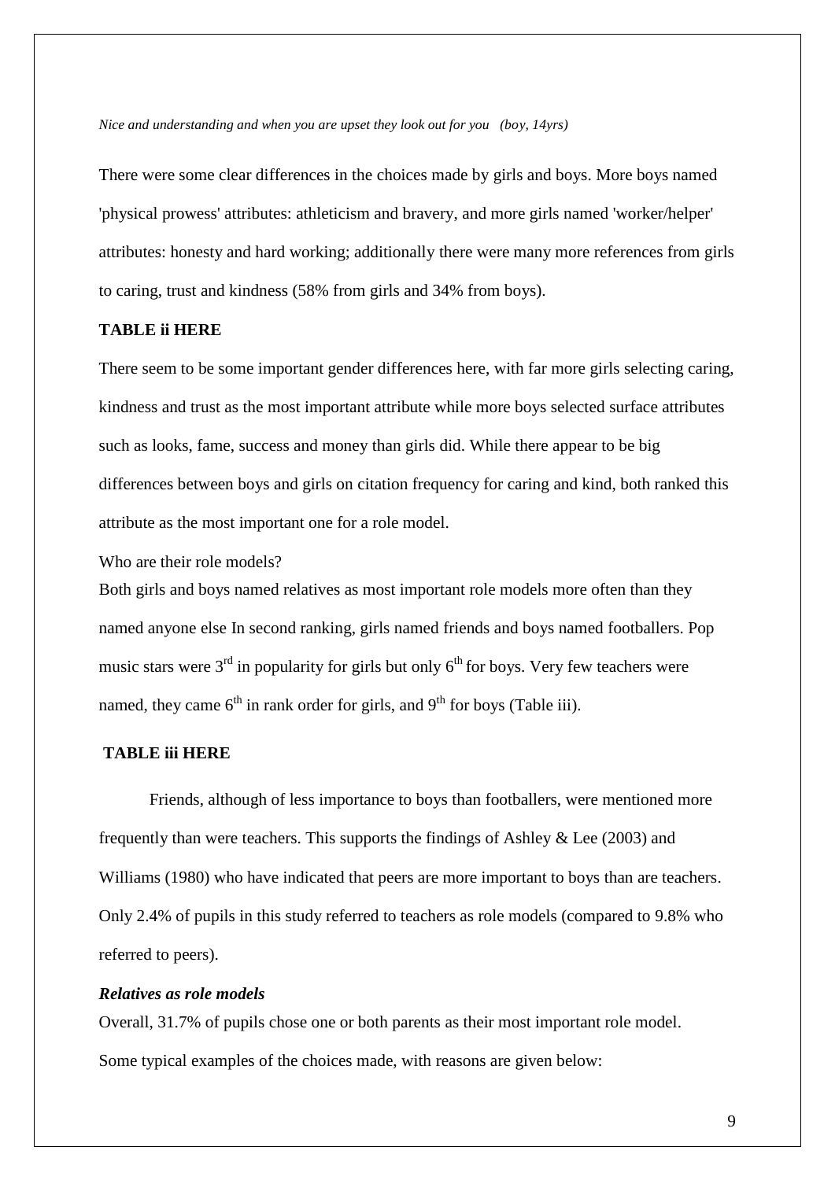*Nice and understanding and when you are upset they look out for you (boy, 14yrs)*

There were some clear differences in the choices made by girls and boys. More boys named 'physical prowess' attributes: athleticism and bravery, and more girls named 'worker/helper' attributes: honesty and hard working; additionally there were many more references from girls to caring, trust and kindness (58% from girls and 34% from boys).

**TABLE ii HERE**

There seem to be some important gender differences here, with far more girls selecting caring, kindness and trust as the most important attribute while more boys selected surface attributes such as looks, fame, success and money than girls did. While there appear to be big differences between boys and girls on citation frequency for caring and kind, both ranked this attribute as the most important one for a role model.

Who are their role models?

Both girls and boys named relatives as most important role models more often than they named anyone else In second ranking, girls named friends and boys named footballers. Pop music stars were 3rd in popularity for girls but only 6th for boys. Very few teachers were named, they came 6th in rank order for girls, and 9th for boys (Table iii).

**TABLE iii HERE**

Friends, although of less importance to boys than footballers, were mentioned more frequently than were teachers. This supports the findings of Ashley & Lee (2003) and Williams (1980) who have indicated that peers are more important to boys than are teachers. Only 2.4% of pupils in this study referred to teachers as role models (compared to 9.8% who referred to peers).

***Relatives as role models***

Overall, 31.7% of pupils chose one or both parents as their most important role model.

Some typical examples of the choices made, with reasons are given below: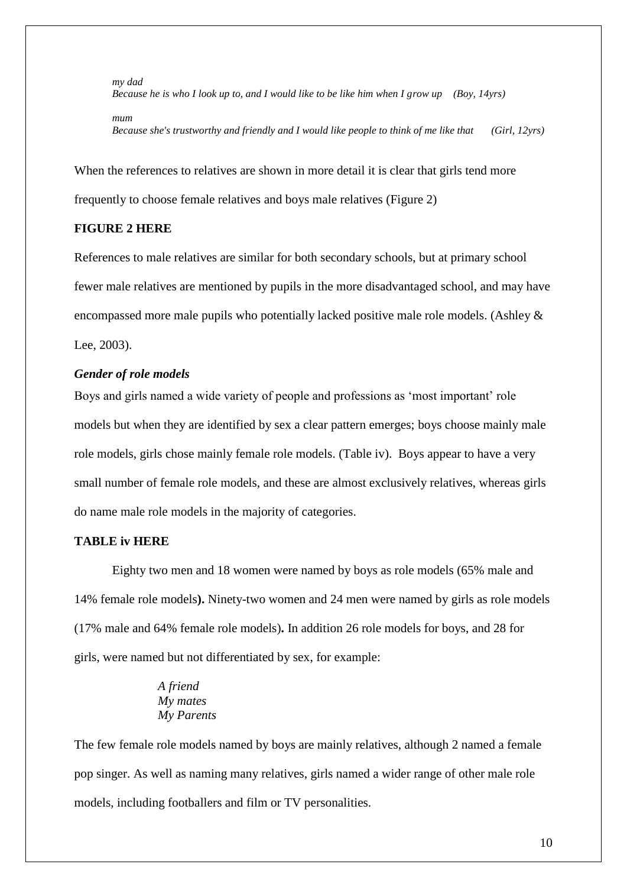*my dad*
*Because he is who I look up to, and I would like to be like him when I grow up (Boy, 14yrs)*

*mum*
*Because she's trustworthy and friendly and I would like people to think of me like that (Girl, 12yrs)*

When the references to relatives are shown in more detail it is clear that girls tend more frequently to choose female relatives and boys male relatives (Figure 2)

**FIGURE 2 HERE**

References to male relatives are similar for both secondary schools, but at primary school fewer male relatives are mentioned by pupils in the more disadvantaged school, and may have encompassed more male pupils who potentially lacked positive male role models. (Ashley & Lee, 2003).

***Gender of role models***

Boys and girls named a wide variety of people and professions as 'most important' role models but when they are identified by sex a clear pattern emerges; boys choose mainly male role models, girls chose mainly female role models. (Table iv). Boys appear to have a very small number of female role models, and these are almost exclusively relatives, whereas girls do name male role models in the majority of categories.

**TABLE iv HERE**

Eighty two men and 18 women were named by boys as role models (65% male and 14% female role models**).** Ninety-two women and 24 men were named by girls as role models (17% male and 64% female role models)**.** In addition 26 role models for boys, and 28 for girls, were named but not differentiated by sex, for example:

*A friend*
*My mates*
*My Parents*

The few female role models named by boys are mainly relatives, although 2 named a female pop singer. As well as naming many relatives, girls named a wider range of other male role models, including footballers and film or TV personalities.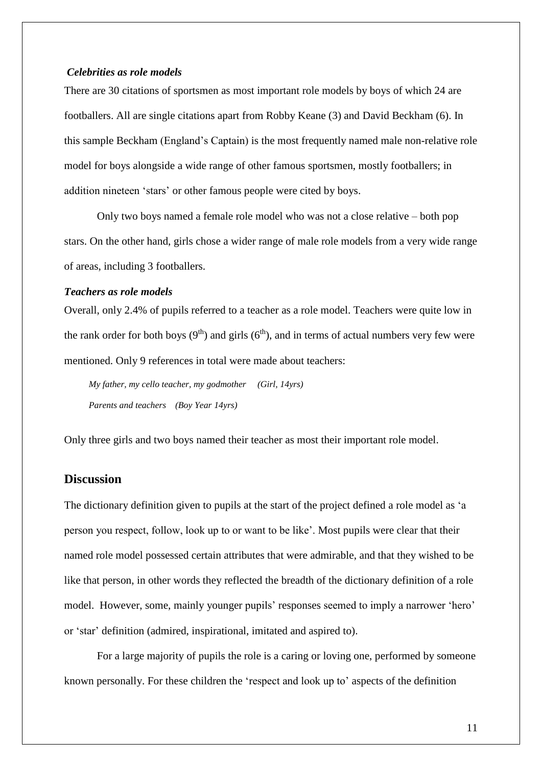### *Celebrities as role models*

There are 30 citations of sportsmen as most important role models by boys of which 24 are footballers. All are single citations apart from Robby Keane (3) and David Beckham (6). In this sample Beckham (England's Captain) is the most frequently named male non-relative role model for boys alongside a wide range of other famous sportsmen, mostly footballers; in addition nineteen 'stars' or other famous people were cited by boys.

Only two boys named a female role model who was not a close relative – both pop stars. On the other hand, girls chose a wider range of male role models from a very wide range of areas, including 3 footballers.

### *Teachers as role models*

Overall, only 2.4% of pupils referred to a teacher as a role model. Teachers were quite low in the rank order for both boys (9th) and girls (6th), and in terms of actual numbers very few were mentioned. Only 9 references in total were made about teachers:

> *My father, my cello teacher, my godmother (Girl, 14yrs)*
>
> *Parents and teachers (Boy Year 14yrs)*

Only three girls and two boys named their teacher as most their important role model.

## Discussion

The dictionary definition given to pupils at the start of the project defined a role model as 'a person you respect, follow, look up to or want to be like'. Most pupils were clear that their named role model possessed certain attributes that were admirable, and that they wished to be like that person, in other words they reflected the breadth of the dictionary definition of a role model. However, some, mainly younger pupils' responses seemed to imply a narrower 'hero' or 'star' definition (admired, inspirational, imitated and aspired to).

For a large majority of pupils the role is a caring or loving one, performed by someone known personally. For these children the 'respect and look up to' aspects of the definition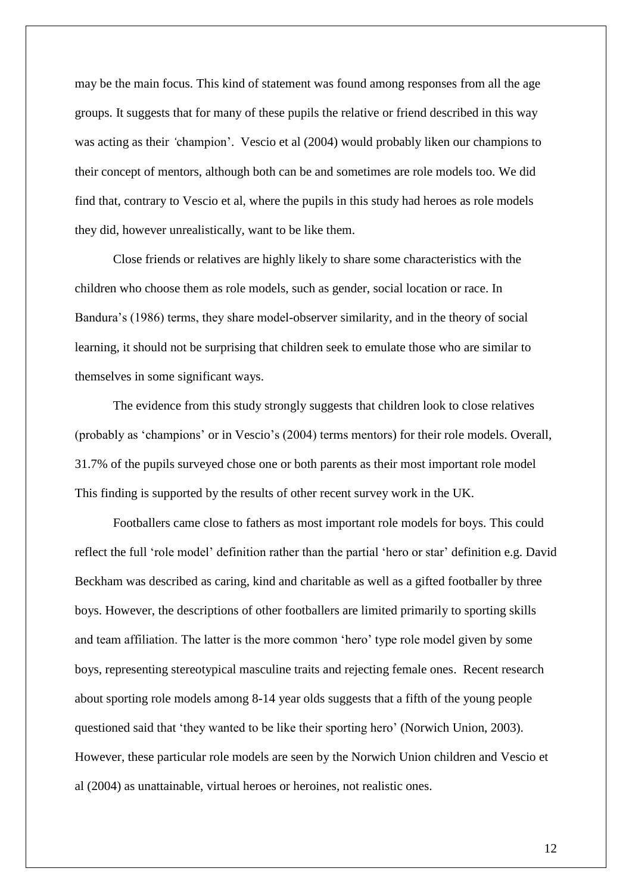may be the main focus. This kind of statement was found among responses from all the age groups. It suggests that for many of these pupils the relative or friend described in this way was acting as their 'champion'. Vescio et al (2004) would probably liken our champions to their concept of mentors, although both can be and sometimes are role models too. We did find that, contrary to Vescio et al, where the pupils in this study had heroes as role models they did, however unrealistically, want to be like them.

Close friends or relatives are highly likely to share some characteristics with the children who choose them as role models, such as gender, social location or race. In Bandura's (1986) terms, they share model-observer similarity, and in the theory of social learning, it should not be surprising that children seek to emulate those who are similar to themselves in some significant ways.

The evidence from this study strongly suggests that children look to close relatives (probably as 'champions' or in Vescio's (2004) terms mentors) for their role models. Overall, 31.7% of the pupils surveyed chose one or both parents as their most important role model This finding is supported by the results of other recent survey work in the UK.

Footballers came close to fathers as most important role models for boys. This could reflect the full 'role model' definition rather than the partial 'hero or star' definition e.g. David Beckham was described as caring, kind and charitable as well as a gifted footballer by three boys. However, the descriptions of other footballers are limited primarily to sporting skills and team affiliation. The latter is the more common 'hero' type role model given by some boys, representing stereotypical masculine traits and rejecting female ones. Recent research about sporting role models among 8-14 year olds suggests that a fifth of the young people questioned said that 'they wanted to be like their sporting hero' (Norwich Union, 2003). However, these particular role models are seen by the Norwich Union children and Vescio et al (2004) as unattainable, virtual heroes or heroines, not realistic ones.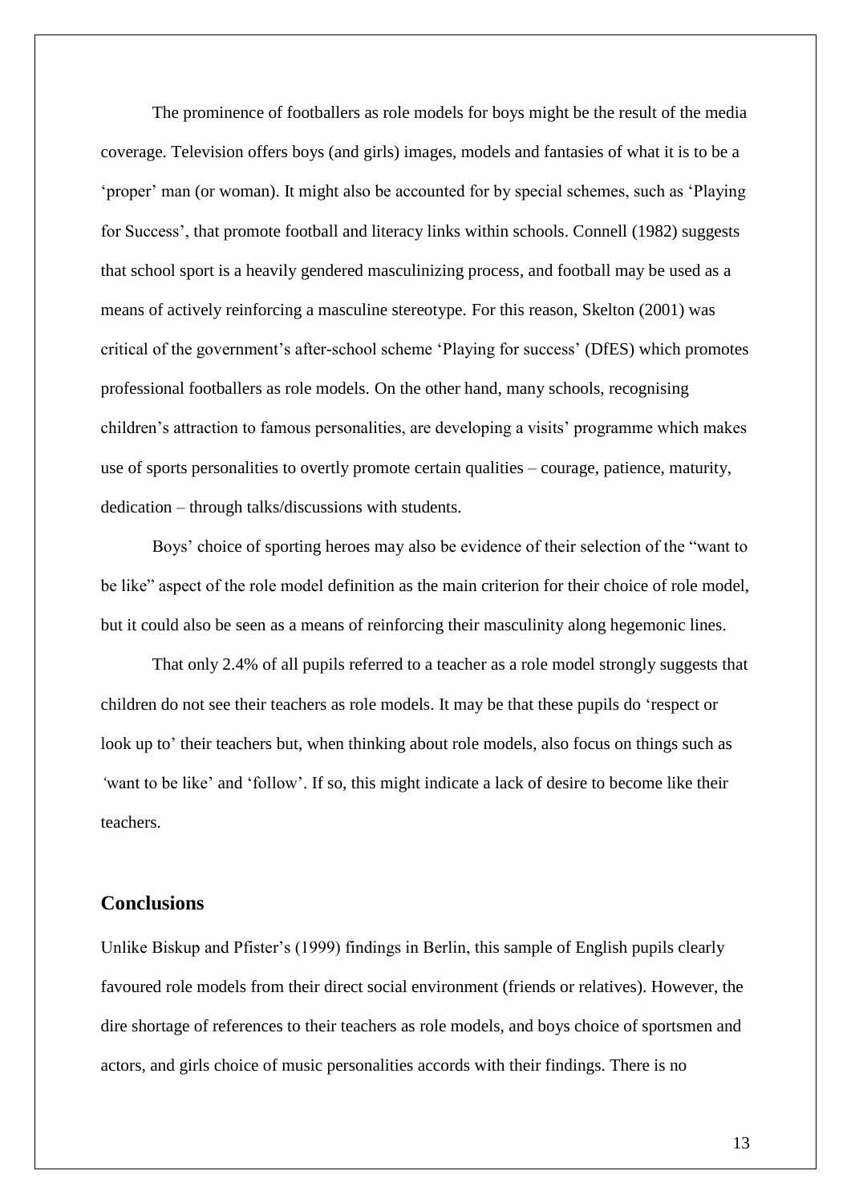The prominence of footballers as role models for boys might be the result of the media coverage. Television offers boys (and girls) images, models and fantasies of what it is to be a 'proper' man (or woman). It might also be accounted for by special schemes, such as 'Playing for Success', that promote football and literacy links within schools. Connell (1982) suggests that school sport is a heavily gendered masculinizing process, and football may be used as a means of actively reinforcing a masculine stereotype. For this reason, Skelton (2001) was critical of the government's after-school scheme 'Playing for success' (DfES) which promotes professional footballers as role models. On the other hand, many schools, recognising children's attraction to famous personalities, are developing a visits' programme which makes use of sports personalities to overtly promote certain qualities – courage, patience, maturity, dedication – through talks/discussions with students.

Boys' choice of sporting heroes may also be evidence of their selection of the "want to be like" aspect of the role model definition as the main criterion for their choice of role model, but it could also be seen as a means of reinforcing their masculinity along hegemonic lines.

That only 2.4% of all pupils referred to a teacher as a role model strongly suggests that children do not see their teachers as role models. It may be that these pupils do 'respect or look up to' their teachers but, when thinking about role models, also focus on things such as 'want to be like' and 'follow'. If so, this might indicate a lack of desire to become like their teachers.

## Conclusions

Unlike Biskup and Pfister's (1999) findings in Berlin, this sample of English pupils clearly favoured role models from their direct social environment (friends or relatives). However, the dire shortage of references to their teachers as role models, and boys choice of sportsmen and actors, and girls choice of music personalities accords with their findings. There is no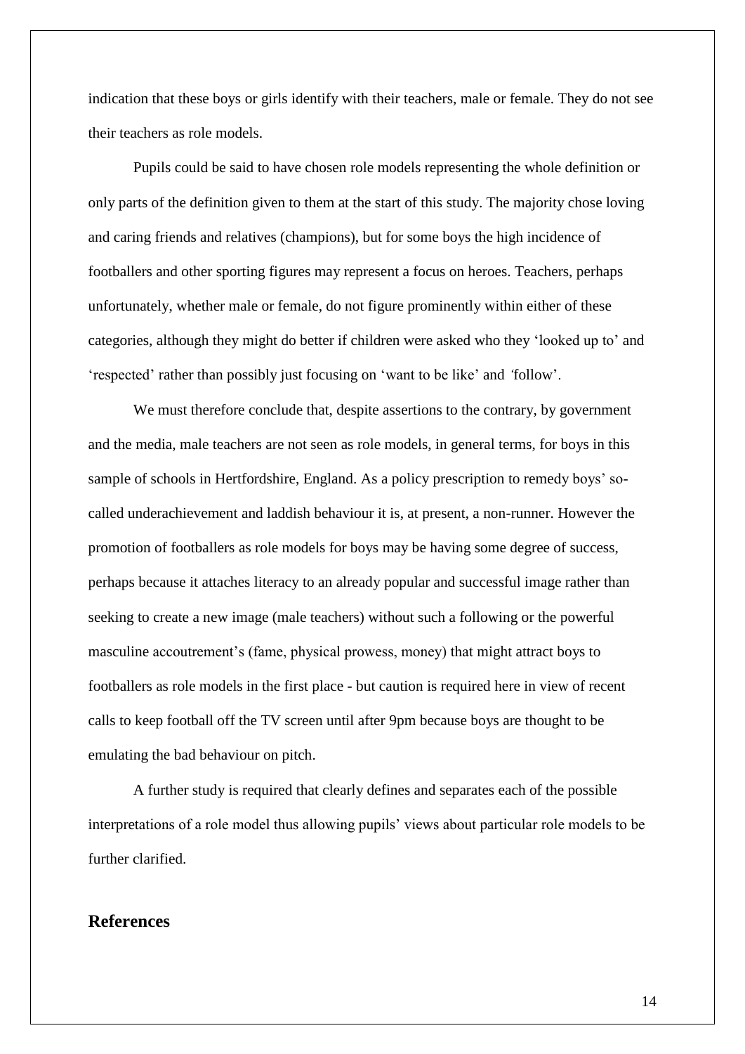indication that these boys or girls identify with their teachers, male or female. They do not see their teachers as role models.

Pupils could be said to have chosen role models representing the whole definition or only parts of the definition given to them at the start of this study. The majority chose loving and caring friends and relatives (champions), but for some boys the high incidence of footballers and other sporting figures may represent a focus on heroes. Teachers, perhaps unfortunately, whether male or female, do not figure prominently within either of these categories, although they might do better if children were asked who they 'looked up to' and 'respected' rather than possibly just focusing on 'want to be like' and 'follow'.

We must therefore conclude that, despite assertions to the contrary, by government and the media, male teachers are not seen as role models, in general terms, for boys in this sample of schools in Hertfordshire, England. As a policy prescription to remedy boys' so-called underachievement and laddish behaviour it is, at present, a non-runner. However the promotion of footballers as role models for boys may be having some degree of success, perhaps because it attaches literacy to an already popular and successful image rather than seeking to create a new image (male teachers) without such a following or the powerful masculine accoutrement's (fame, physical prowess, money) that might attract boys to footballers as role models in the first place - but caution is required here in view of recent calls to keep football off the TV screen until after 9pm because boys are thought to be emulating the bad behaviour on pitch.

A further study is required that clearly defines and separates each of the possible interpretations of a role model thus allowing pupils' views about particular role models to be further clarified.

## References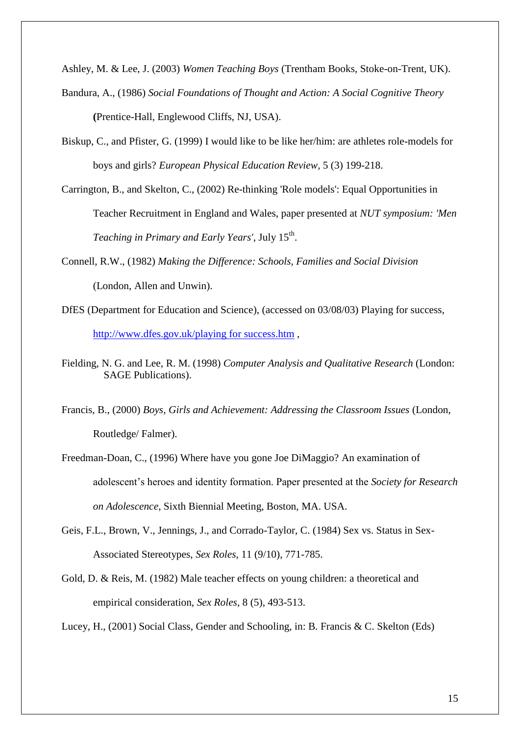Ashley, M. & Lee, J. (2003) *Women Teaching Boys* (Trentham Books, Stoke-on-Trent, UK).

Bandura, A., (1986) *Social Foundations of Thought and Action: A Social Cognitive Theory* **(**Prentice-Hall, Englewood Cliffs, NJ, USA).

Biskup, C., and Pfister, G. (1999) I would like to be like her/him: are athletes role-models for boys and girls? *European Physical Education Review*, 5 (3) 199-218.

Carrington, B., and Skelton, C., (2002) Re-thinking 'Role models': Equal Opportunities in Teacher Recruitment in England and Wales, paper presented at *NUT symposium: 'Men Teaching in Primary and Early Years'*, July 15th.

Connell, R.W., (1982) *Making the Difference: Schools, Families and Social Division* (London, Allen and Unwin).

DfES (Department for Education and Science), (accessed on 03/08/03) Playing for success, http://www.dfes.gov.uk/playing for success.htm ,

Fielding, N. G. and Lee, R. M. (1998) *Computer Analysis and Qualitative Research* (London: SAGE Publications).

Francis, B., (2000) *Boys, Girls and Achievement: Addressing the Classroom Issues* (London, Routledge/ Falmer).

Freedman-Doan, C., (1996) Where have you gone Joe DiMaggio? An examination of adolescent's heroes and identity formation. Paper presented at the *Society for Research on Adolescence*, Sixth Biennial Meeting, Boston, MA. USA.

Geis, F.L., Brown, V., Jennings, J., and Corrado-Taylor, C. (1984) Sex vs. Status in Sex-Associated Stereotypes, *Sex Roles*, 11 (9/10), 771-785.

Gold, D. & Reis, M. (1982) Male teacher effects on young children: a theoretical and empirical consideration, *Sex Roles*, 8 (5), 493-513.

Lucey, H., (2001) Social Class, Gender and Schooling, in: B. Francis & C. Skelton (Eds)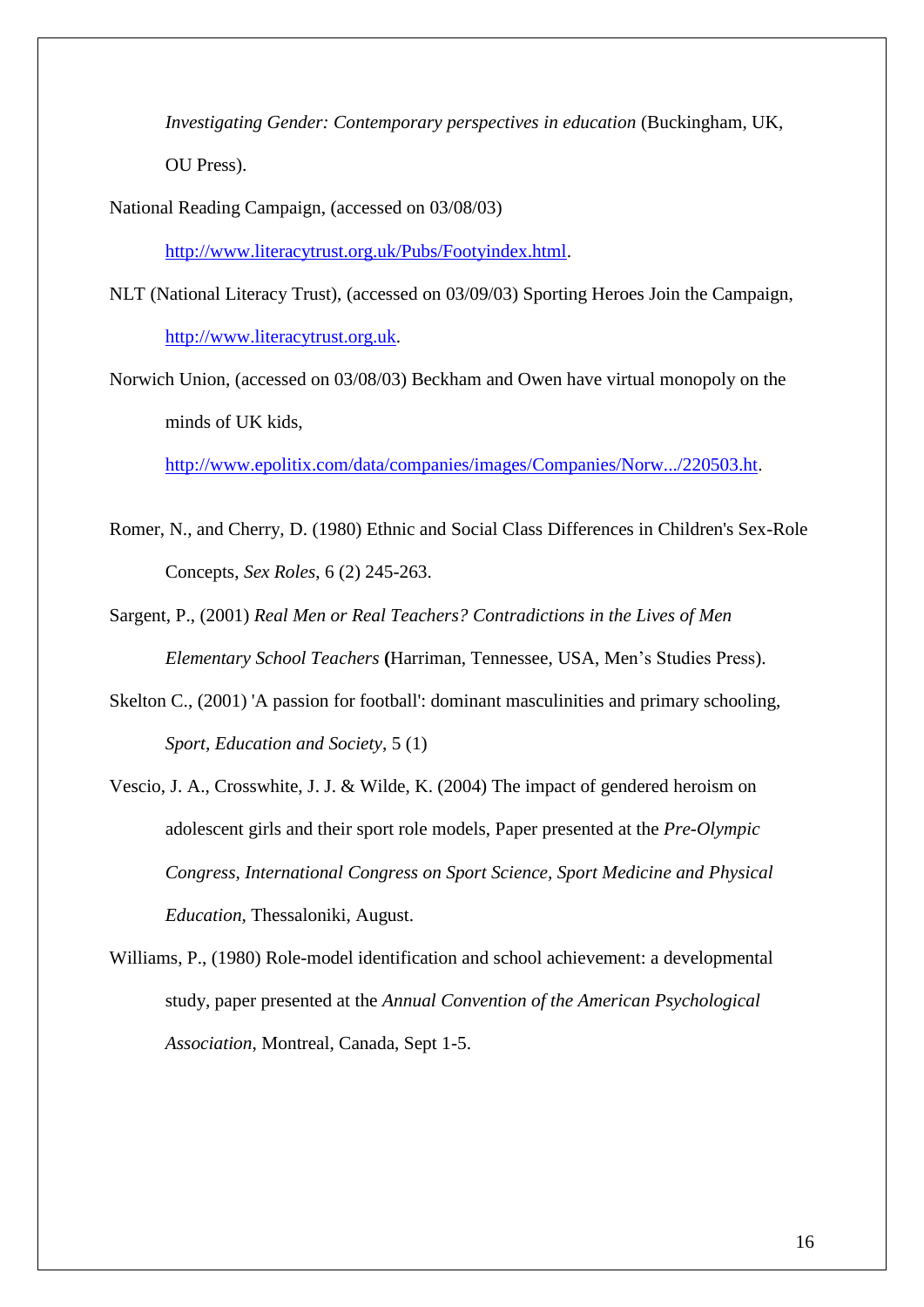*Investigating Gender: Contemporary perspectives in education* (Buckingham, UK, OU Press).

National Reading Campaign, (accessed on 03/08/03) http://www.literacytrust.org.uk/Pubs/Footyindex.html.

NLT (National Literacy Trust), (accessed on 03/09/03) Sporting Heroes Join the Campaign, http://www.literacytrust.org.uk.

Norwich Union, (accessed on 03/08/03) Beckham and Owen have virtual monopoly on the minds of UK kids, http://www.epolitix.com/data/companies/images/Companies/Norw.../220503.ht.

Romer, N., and Cherry, D. (1980) Ethnic and Social Class Differences in Children's Sex-Role Concepts, *Sex Roles*, 6 (2) 245-263.

Sargent, P., (2001) *Real Men or Real Teachers? Contradictions in the Lives of Men Elementary School Teachers* **(**Harriman, Tennessee, USA, Men's Studies Press).

Skelton C., (2001) 'A passion for football': dominant masculinities and primary schooling, *Sport, Education and Society*, 5 (1)

Vescio, J. A., Crosswhite, J. J. & Wilde, K. (2004) The impact of gendered heroism on adolescent girls and their sport role models, Paper presented at the *Pre-Olympic Congress, International Congress on Sport Science, Sport Medicine and Physical Education*, Thessaloniki, August.

Williams, P., (1980) Role-model identification and school achievement: a developmental study, paper presented at the *Annual Convention of the American Psychological Association*, Montreal, Canada, Sept 1-5.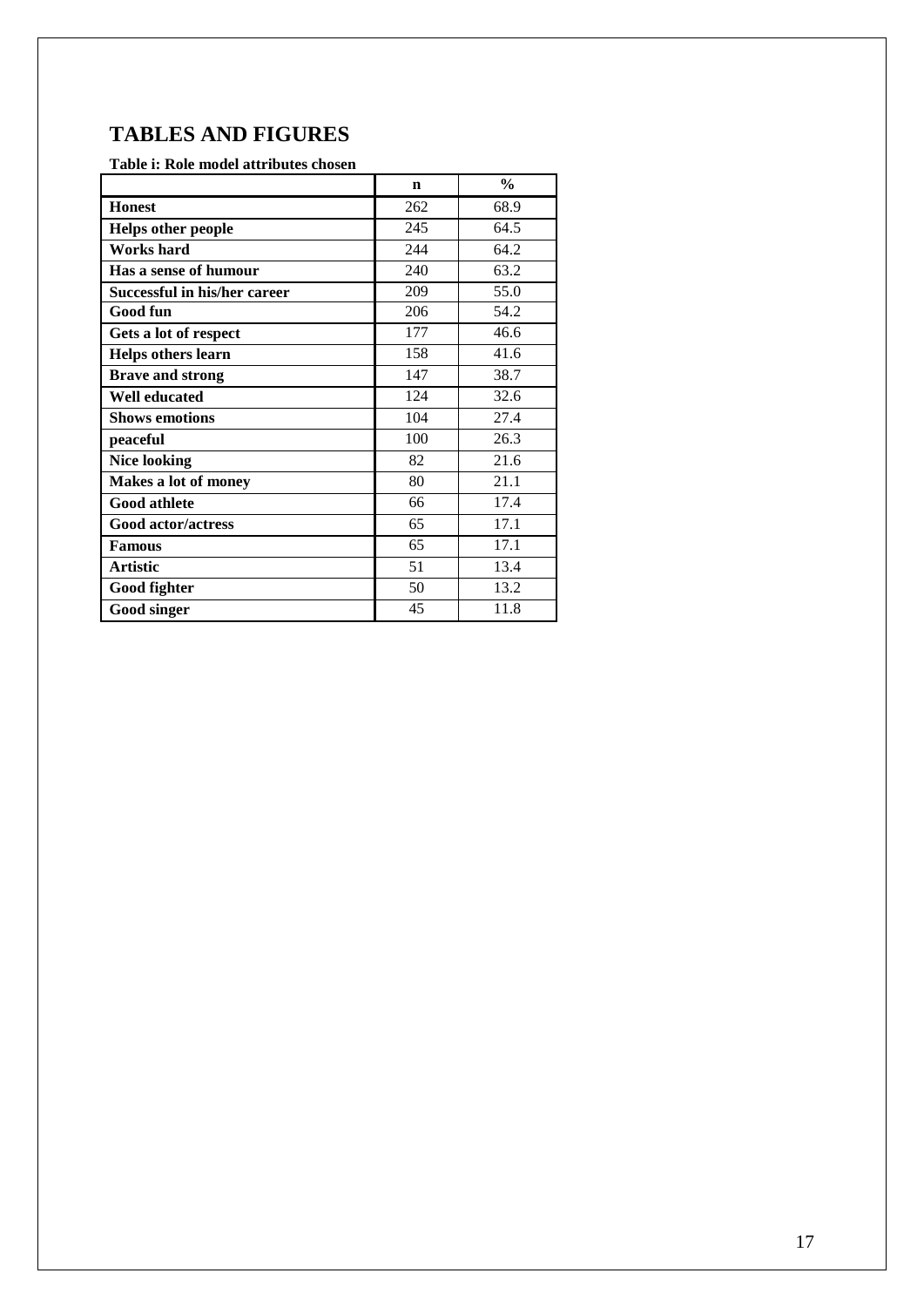# TABLES AND FIGURES

**Table i: Role model attributes chosen**

| | n | % |
|---|---|---|
| **Honest** | 262 | 68.9 |
| **Helps other people** | 245 | 64.5 |
| **Works hard** | 244 | 64.2 |
| **Has a sense of humour** | 240 | 63.2 |
| **Successful in his/her career** | 209 | 55.0 |
| **Good fun** | 206 | 54.2 |
| **Gets a lot of respect** | 177 | 46.6 |
| **Helps others learn** | 158 | 41.6 |
| **Brave and strong** | 147 | 38.7 |
| **Well educated** | 124 | 32.6 |
| **Shows emotions** | 104 | 27.4 |
| **peaceful** | 100 | 26.3 |
| **Nice looking** | 82 | 21.6 |
| **Makes a lot of money** | 80 | 21.1 |
| **Good athlete** | 66 | 17.4 |
| **Good actor/actress** | 65 | 17.1 |
| **Famous** | 65 | 17.1 |
| **Artistic** | 51 | 13.4 |
| **Good fighter** | 50 | 13.2 |
| **Good singer** | 45 | 11.8 |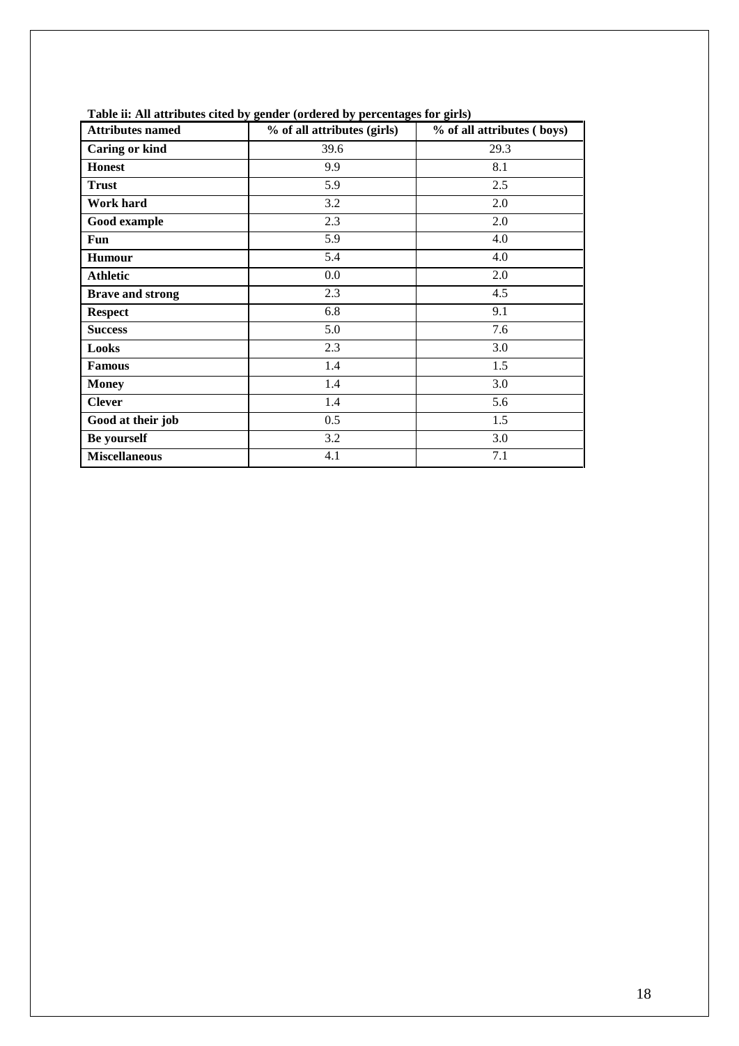**Table ii: All attributes cited by gender (ordered by percentages for girls)**

| Attributes named | % of all attributes (girls) | % of all attributes ( boys) |
|---|---|---|
| **Caring or kind** | 39.6 | 29.3 |
| **Honest** | 9.9 | 8.1 |
| **Trust** | 5.9 | 2.5 |
| **Work hard** | 3.2 | 2.0 |
| **Good example** | 2.3 | 2.0 |
| **Fun** | 5.9 | 4.0 |
| **Humour** | 5.4 | 4.0 |
| **Athletic** | 0.0 | 2.0 |
| **Brave and strong** | 2.3 | 4.5 |
| **Respect** | 6.8 | 9.1 |
| **Success** | 5.0 | 7.6 |
| **Looks** | 2.3 | 3.0 |
| **Famous** | 1.4 | 1.5 |
| **Money** | 1.4 | 3.0 |
| **Clever** | 1.4 | 5.6 |
| **Good at their job** | 0.5 | 1.5 |
| **Be yourself** | 3.2 | 3.0 |
| **Miscellaneous** | 4.1 | 7.1 |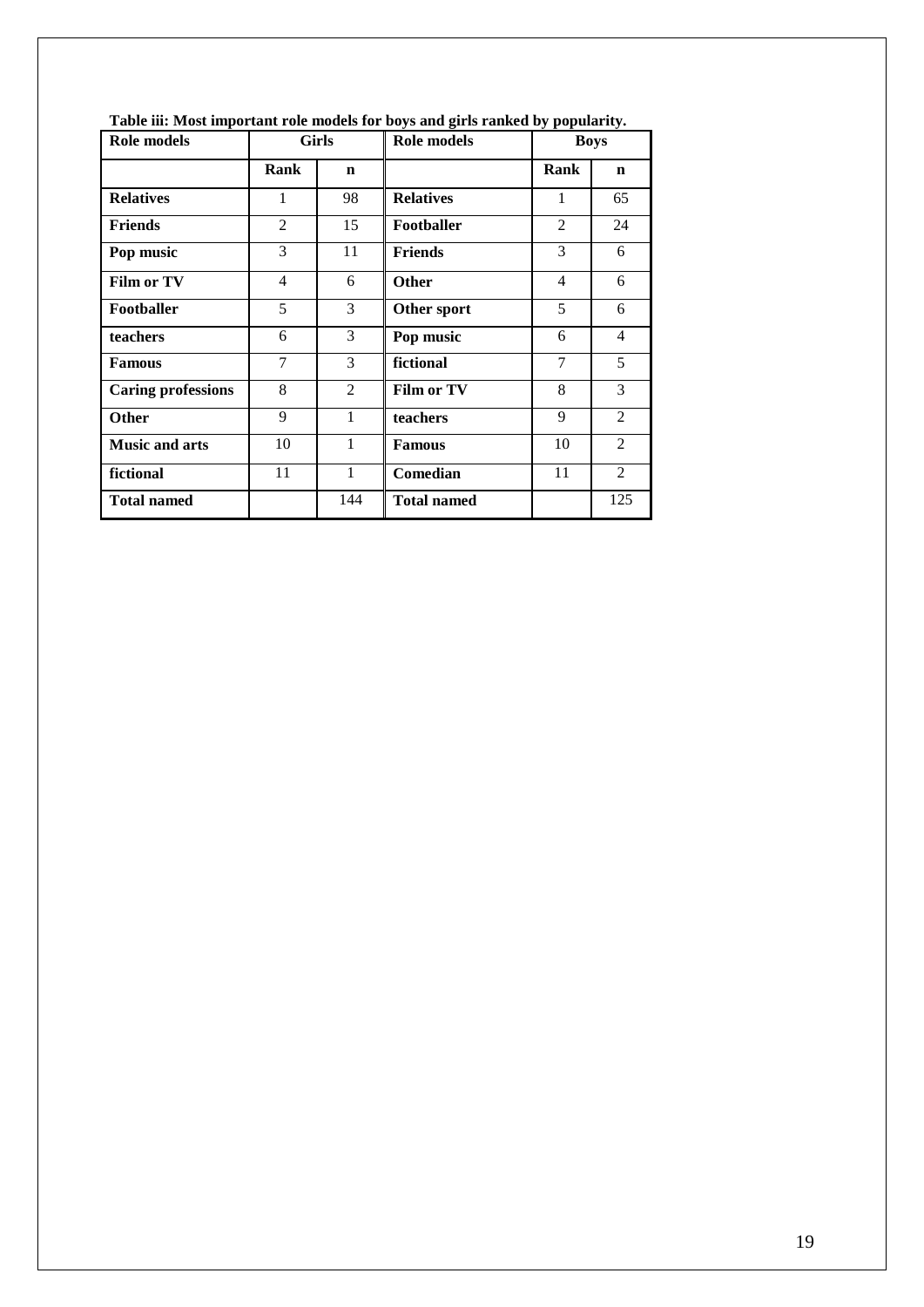**Table iii: Most important role models for boys and girls ranked by popularity.**

| Role models | Girls | | Role models | Boys | |
|---|---|---|---|---|---|
| | **Rank** | **n** | | **Rank** | **n** |
| **Relatives** | 1 | 98 | **Relatives** | 1 | 65 |
| **Friends** | 2 | 15 | **Footballer** | 2 | 24 |
| **Pop music** | 3 | 11 | **Friends** | 3 | 6 |
| **Film or TV** | 4 | 6 | **Other** | 4 | 6 |
| **Footballer** | 5 | 3 | **Other sport** | 5 | 6 |
| **teachers** | 6 | 3 | **Pop music** | 6 | 4 |
| **Famous** | 7 | 3 | **fictional** | 7 | 5 |
| **Caring professions** | 8 | 2 | **Film or TV** | 8 | 3 |
| **Other** | 9 | 1 | **teachers** | 9 | 2 |
| **Music and arts** | 10 | 1 | **Famous** | 10 | 2 |
| **fictional** | 11 | 1 | **Comedian** | 11 | 2 |
| **Total named** | | 144 | **Total named** | | 125 |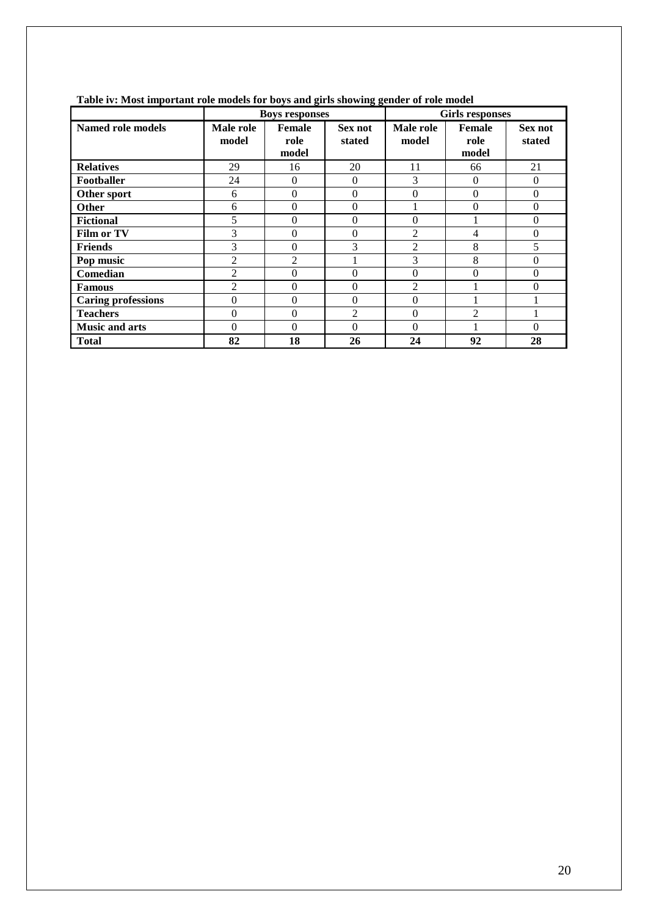**Table iv: Most important role models for boys and girls showing gender of role model**

| | Boys responses | | | Girls responses | | |
|---|---|---|---|---|---|---|
| **Named role models** | **Male role model** | **Female role model** | **Sex not stated** | **Male role model** | **Female role model** | **Sex not stated** |
| **Relatives** | 29 | 16 | 20 | 11 | 66 | 21 |
| **Footballer** | 24 | 0 | 0 | 3 | 0 | 0 |
| **Other sport** | 6 | 0 | 0 | 0 | 0 | 0 |
| **Other** | 6 | 0 | 0 | 1 | 0 | 0 |
| **Fictional** | 5 | 0 | 0 | 0 | 1 | 0 |
| **Film or TV** | 3 | 0 | 0 | 2 | 4 | 0 |
| **Friends** | 3 | 0 | 3 | 2 | 8 | 5 |
| **Pop music** | 2 | 2 | 1 | 3 | 8 | 0 |
| **Comedian** | 2 | 0 | 0 | 0 | 0 | 0 |
| **Famous** | 2 | 0 | 0 | 2 | 1 | 0 |
| **Caring professions** | 0 | 0 | 0 | 0 | 1 | 1 |
| **Teachers** | 0 | 0 | 2 | 0 | 2 | 1 |
| **Music and arts** | 0 | 0 | 0 | 0 | 1 | 0 |
| **Total** | **82** | **18** | **26** | **24** | **92** | **28** |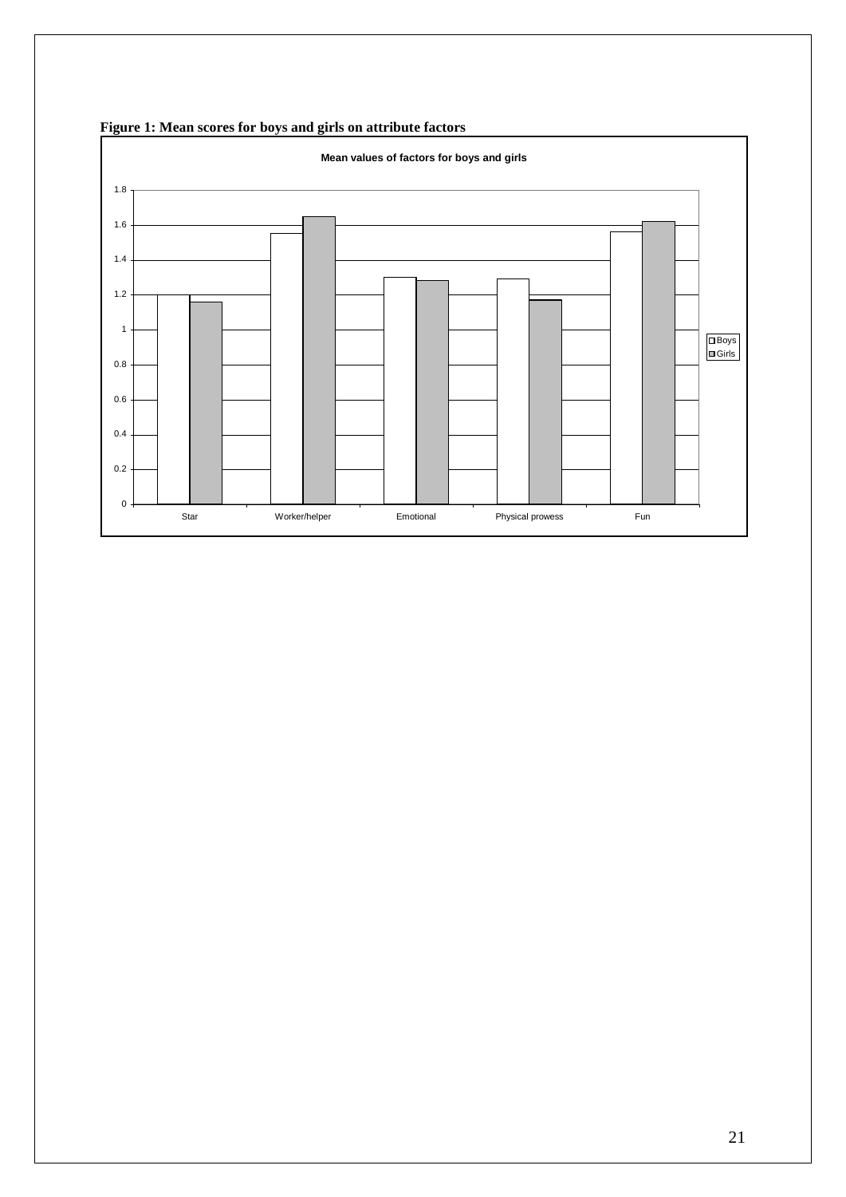**Figure 1: Mean scores for boys and girls on attribute factors**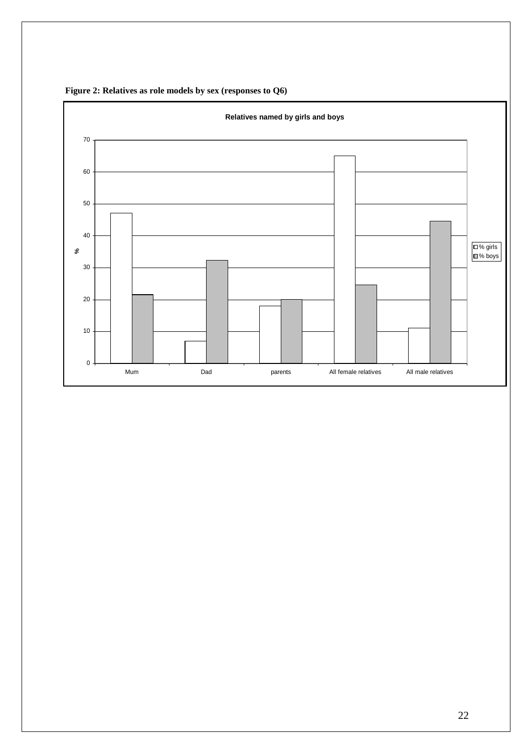**Figure 2: Relatives as role models by sex (responses to Q6)**

Relatives named by girls and boys

70
60
50
40
30
20
10
0

%

Mum
Dad
parents
All female relatives
All male relatives

% girls
% boys